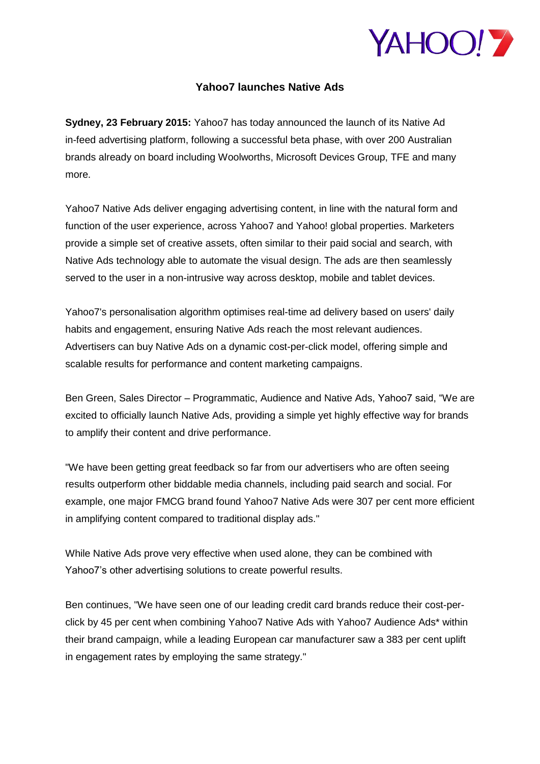# Yahoo7 launches Native Ads

**Sydney, 23 February 2015:** Yahoo7 has today announced the launch of its Native Ad in-feed advertising platform, following a successful beta phase, with over 200 Australian brands already on board including Woolworths, Microsoft Devices Group, TFE and many more.

Yahoo7 Native Ads deliver engaging advertising content, in line with the natural form and function of the user experience, across Yahoo7 and Yahoo! global properties. Marketers provide a simple set of creative assets, often similar to their paid social and search, with Native Ads technology able to automate the visual design. The ads are then seamlessly served to the user in a non-intrusive way across desktop, mobile and tablet devices.

Yahoo7's personalisation algorithm optimises real-time ad delivery based on users' daily habits and engagement, ensuring Native Ads reach the most relevant audiences. Advertisers can buy Native Ads on a dynamic cost-per-click model, offering simple and scalable results for performance and content marketing campaigns.

Ben Green, Sales Director – Programmatic, Audience and Native Ads, Yahoo7 said, "We are excited to officially launch Native Ads, providing a simple yet highly effective way for brands to amplify their content and drive performance.

"We have been getting great feedback so far from our advertisers who are often seeing results outperform other biddable media channels, including paid search and social. For example, one major FMCG brand found Yahoo7 Native Ads were 307 per cent more efficient in amplifying content compared to traditional display ads."

While Native Ads prove very effective when used alone, they can be combined with Yahoo7's other advertising solutions to create powerful results.

Ben continues, "We have seen one of our leading credit card brands reduce their cost-per-click by 45 per cent when combining Yahoo7 Native Ads with Yahoo7 Audience Ads* within their brand campaign, while a leading European car manufacturer saw a 383 per cent uplift in engagement rates by employing the same strategy."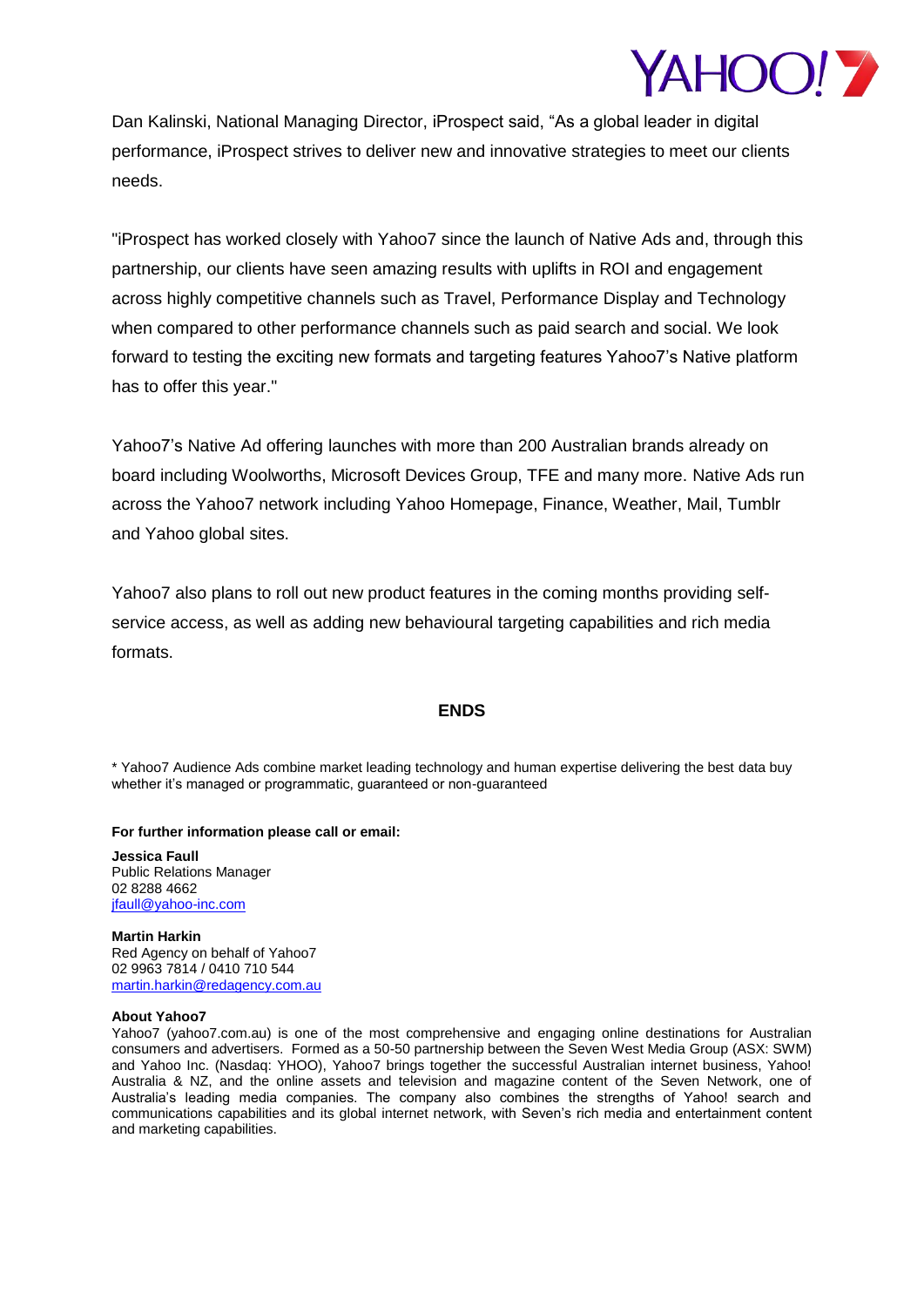Dan Kalinski, National Managing Director, iProspect said, "As a global leader in digital performance, iProspect strives to deliver new and innovative strategies to meet our clients needs.

"iProspect has worked closely with Yahoo7 since the launch of Native Ads and, through this partnership, our clients have seen amazing results with uplifts in ROI and engagement across highly competitive channels such as Travel, Performance Display and Technology when compared to other performance channels such as paid search and social. We look forward to testing the exciting new formats and targeting features Yahoo7's Native platform has to offer this year."

Yahoo7's Native Ad offering launches with more than 200 Australian brands already on board including Woolworths, Microsoft Devices Group, TFE and many more. Native Ads run across the Yahoo7 network including Yahoo Homepage, Finance, Weather, Mail, Tumblr and Yahoo global sites.

Yahoo7 also plans to roll out new product features in the coming months providing self-service access, as well as adding new behavioural targeting capabilities and rich media formats.

**ENDS**

* Yahoo7 Audience Ads combine market leading technology and human expertise delivering the best data buy whether it's managed or programmatic, guaranteed or non-guaranteed

**For further information please call or email:**

**Jessica Faull**
Public Relations Manager
02 8288 4662
jfaull@yahoo-inc.com

**Martin Harkin**
Red Agency on behalf of Yahoo7
02 9963 7814 / 0410 710 544
martin.harkin@redagency.com.au

**About Yahoo7**
Yahoo7 (yahoo7.com.au) is one of the most comprehensive and engaging online destinations for Australian consumers and advertisers. Formed as a 50-50 partnership between the Seven West Media Group (ASX: SWM) and Yahoo Inc. (Nasdaq: YHOO), Yahoo7 brings together the successful Australian internet business, Yahoo! Australia & NZ, and the online assets and television and magazine content of the Seven Network, one of Australia's leading media companies. The company also combines the strengths of Yahoo! search and communications capabilities and its global internet network, with Seven's rich media and entertainment content and marketing capabilities.